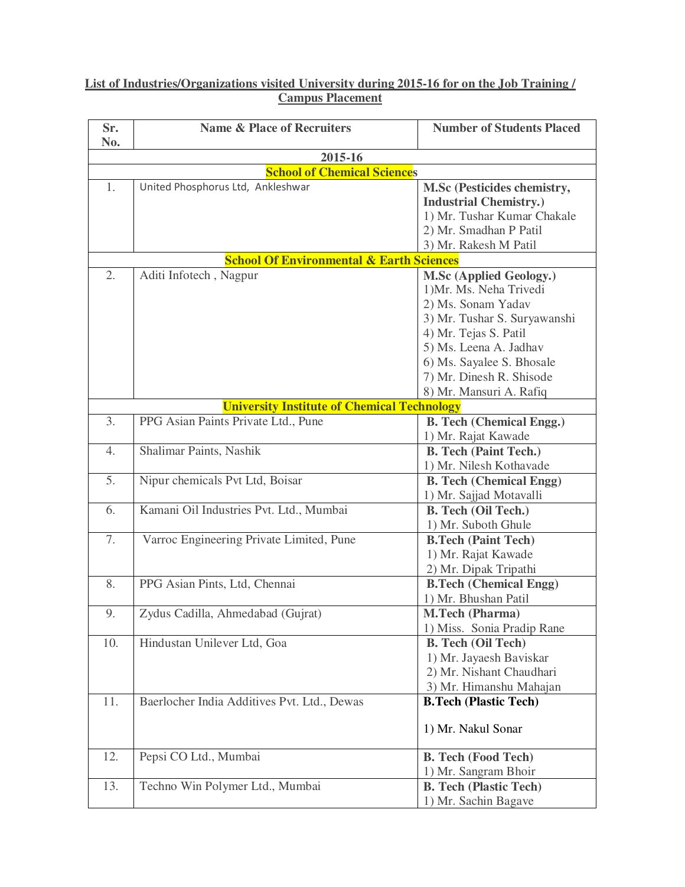**List of Industries/Organizations visited University during 2015-16 for on the Job Training / Campus Placement**

| Sr. No. | Name & Place of Recruiters | Number of Students Placed |
|---|---|---|
| | **2015-16** | |
| | **School of Chemical Sciences** | |
| 1. | United Phosphorus Ltd, Ankleshwar | **M.Sc (Pesticides chemistry, Industrial Chemistry.)**<br>1) Mr. Tushar Kumar Chakale<br>2) Mr. Smadhan P Patil<br>3) Mr. Rakesh M Patil |
| | **School Of Environmental & Earth Sciences** | |
| 2. | Aditi Infotech , Nagpur | **M.Sc (Applied Geology.)**<br>1)Mr. Ms. Neha Trivedi<br>2) Ms. Sonam Yadav<br>3) Mr. Tushar S. Suryawanshi<br>4) Mr. Tejas S. Patil<br>5) Ms. Leena A. Jadhav<br>6) Ms. Sayalee S. Bhosale<br>7) Mr. Dinesh R. Shisode<br>8) Mr. Mansuri A. Rafiq |
| | **University Institute of Chemical Technology** | |
| 3. | PPG Asian Paints Private Ltd., Pune | **B. Tech (Chemical Engg.)**<br>1) Mr. Rajat Kawade |
| 4. | Shalimar Paints, Nashik | **B. Tech (Paint Tech.)**<br>1) Mr. Nilesh Kothavade |
| 5. | Nipur chemicals Pvt Ltd, Boisar | **B. Tech (Chemical Engg)**<br>1) Mr. Sajjad Motavalli |
| 6. | Kamani Oil Industries Pvt. Ltd., Mumbai | **B. Tech (Oil Tech.)**<br>1) Mr. Suboth Ghule |
| 7. | Varroc Engineering Private Limited, Pune | **B.Tech (Paint Tech)**<br>1) Mr. Rajat Kawade<br>2) Mr. Dipak Tripathi |
| 8. | PPG Asian Pints, Ltd, Chennai | **B.Tech (Chemical Engg)**<br>1) Mr. Bhushan Patil |
| 9. | Zydus Cadilla, Ahmedabad (Gujrat) | **M.Tech (Pharma)**<br>1) Miss. Sonia Pradip Rane |
| 10. | Hindustan Unilever Ltd, Goa | **B. Tech (Oil Tech)**<br>1) Mr. Jayaesh Baviskar<br>2) Mr. Nishant Chaudhari<br>3) Mr. Himanshu Mahajan |
| 11. | Baerlocher India Additives Pvt. Ltd., Dewas | **B.Tech (Plastic Tech)**<br>1) Mr. Nakul Sonar |
| 12. | Pepsi CO Ltd., Mumbai | **B. Tech (Food Tech)**<br>1) Mr. Sangram Bhoir |
| 13. | Techno Win Polymer Ltd., Mumbai | **B. Tech (Plastic Tech)**<br>1) Mr. Sachin Bagave |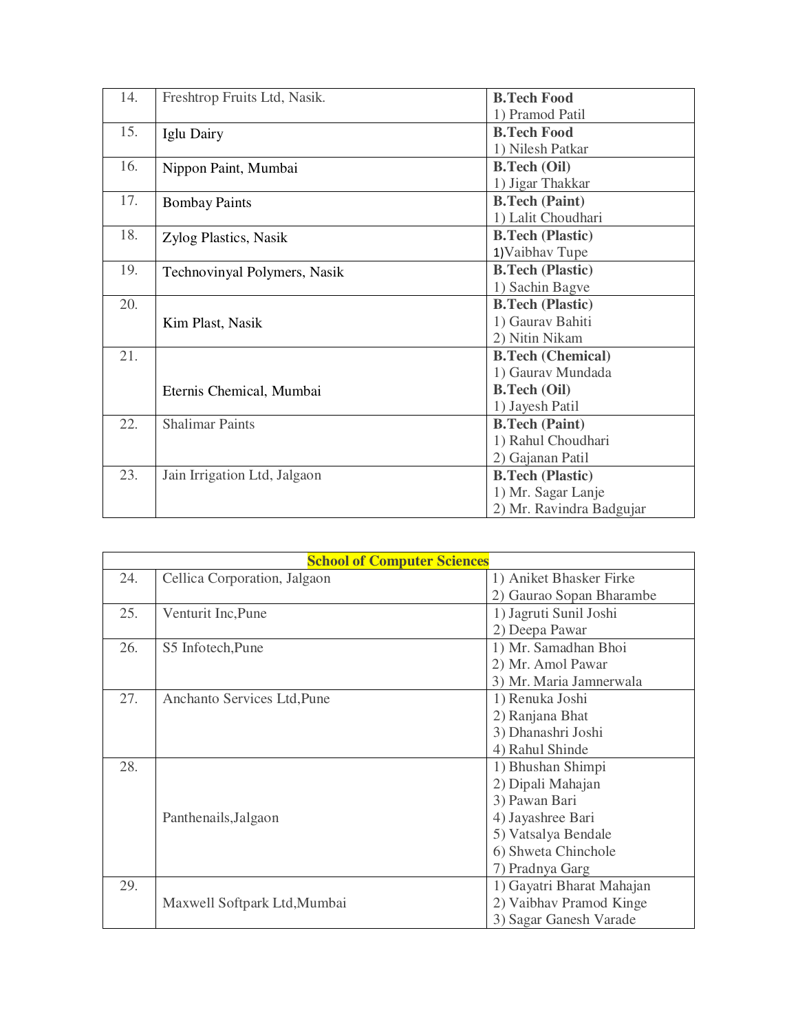| 14. | Freshtrop Fruits Ltd, Nasik. | **B.Tech Food**<br>1) Pramod Patil |
|---|---|---|
| 15. | Iglu Dairy | **B.Tech Food**<br>1) Nilesh Patkar |
| 16. | Nippon Paint, Mumbai | **B.Tech (Oil)**<br>1) Jigar Thakkar |
| 17. | Bombay Paints | **B.Tech (Paint)**<br>1) Lalit Choudhari |
| 18. | Zylog Plastics, Nasik | **B.Tech (Plastic)**<br>1)Vaibhav Tupe |
| 19. | Technovinyal Polymers, Nasik | **B.Tech (Plastic)**<br>1) Sachin Bagve |
| 20. | Kim Plast, Nasik | **B.Tech (Plastic)**<br>1) Gaurav Bahiti<br>2) Nitin Nikam |
| 21. | Eternis Chemical, Mumbai | **B.Tech (Chemical)**<br>1) Gaurav Mundada<br>**B.Tech (Oil)**<br>1) Jayesh Patil |
| 22. | Shalimar Paints | **B.Tech (Paint)**<br>1) Rahul Choudhari<br>2) Gajanan Patil |
| 23. | Jain Irrigation Ltd, Jalgaon | **B.Tech (Plastic)**<br>1) Mr. Sagar Lanje<br>2) Mr. Ravindra Badgujar |

| **School of Computer Sciences** | | |
|---|---|---|
| 24. | Cellica Corporation, Jalgaon | 1) Aniket Bhasker Firke<br>2) Gaurao Sopan Bharambe |
| 25. | Venturit Inc,Pune | 1) Jagruti Sunil Joshi<br>2) Deepa Pawar |
| 26. | S5 Infotech,Pune | 1) Mr. Samadhan Bhoi<br>2) Mr. Amol Pawar<br>3) Mr. Maria Jamnerwala |
| 27. | Anchanto Services Ltd,Pune | 1) Renuka Joshi<br>2) Ranjana Bhat<br>3) Dhanashri Joshi<br>4) Rahul Shinde |
| 28. | Panthenails,Jalgaon | 1) Bhushan Shimpi<br>2) Dipali Mahajan<br>3) Pawan Bari<br>4) Jayashree Bari<br>5) Vatsalya Bendale<br>6) Shweta Chinchole<br>7) Pradnya Garg |
| 29. | Maxwell Softpark Ltd,Mumbai | 1) Gayatri Bharat Mahajan<br>2) Vaibhav Pramod Kinge<br>3) Sagar Ganesh Varade |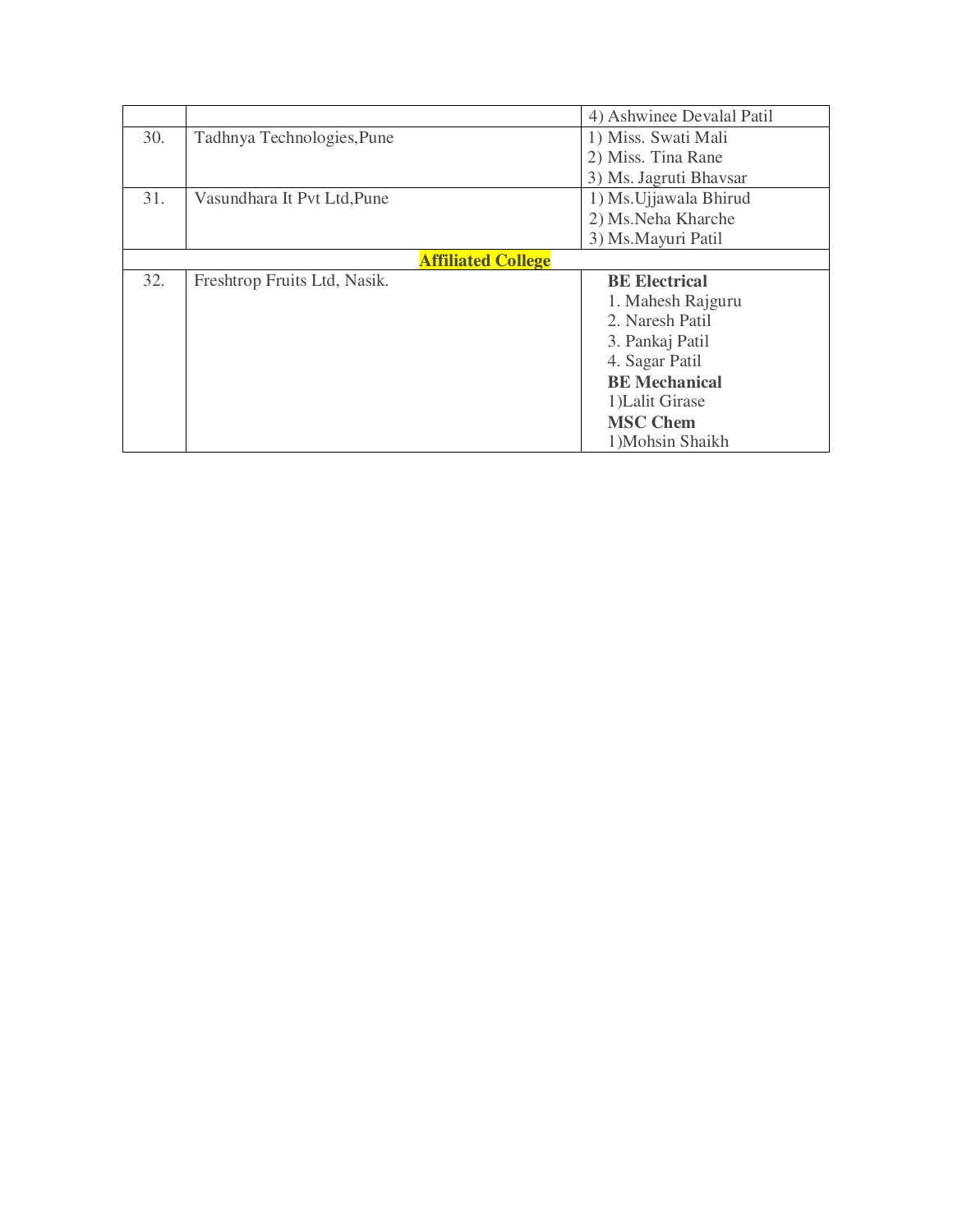| | | |
|---|---|---|
| | | 4) Ashwinee Devalal Patil |
| 30. | Tadhnya Technologies,Pune | 1) Miss. Swati Mali<br>2) Miss. Tina Rane<br>3) Ms. Jagruti Bhavsar |
| 31. | Vasundhara It Pvt Ltd,Pune | 1) Ms.Ujjawala Bhirud<br>2) Ms.Neha Kharche<br>3) Ms.Mayuri Patil |
| **Affiliated College** | | |
| 32. | Freshtrop Fruits Ltd, Nasik. | **BE Electrical**<br>1. Mahesh Rajguru<br>2. Naresh Patil<br>3. Pankaj Patil<br>4. Sagar Patil<br>**BE Mechanical**<br>1)Lalit Girase<br>**MSC Chem**<br>1)Mohsin Shaikh |